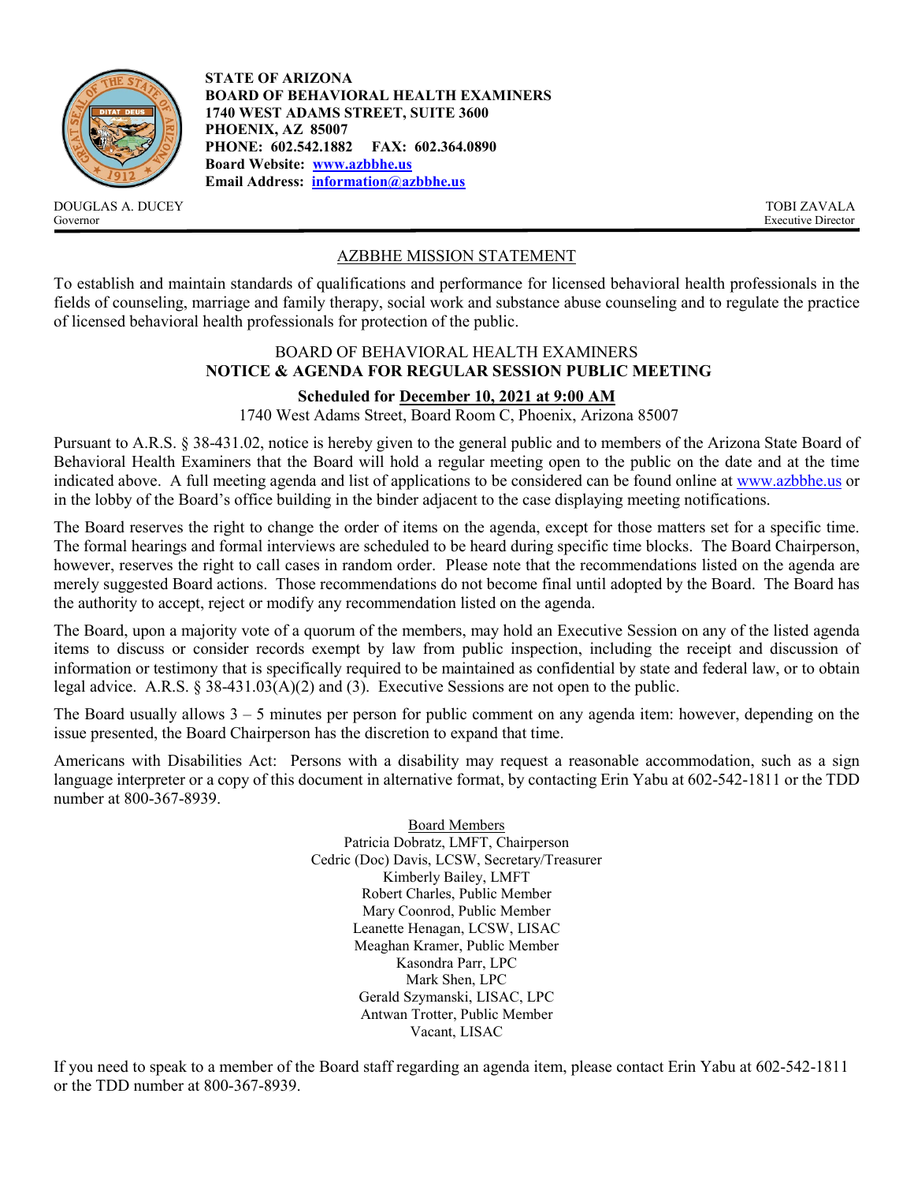**STATE OF ARIZONA**
**BOARD OF BEHAVIORAL HEALTH EXAMINERS**
**1740 WEST ADAMS STREET, SUITE 3600**
**PHOENIX, AZ 85007**
**PHONE: 602.542.1882 FAX: 602.364.0890**
**Board Website: [www.azbbhe.us](http://www.azbbhe.us)**
**Email Address: [information@azbbhe.us](mailto:information@azbbhe.us)**

DOUGLAS A. DUCEY
Governor

TOBI ZAVALA
Executive Director

## AZBBHE MISSION STATEMENT

To establish and maintain standards of qualifications and performance for licensed behavioral health professionals in the fields of counseling, marriage and family therapy, social work and substance abuse counseling and to regulate the practice of licensed behavioral health professionals for protection of the public.

BOARD OF BEHAVIORAL HEALTH EXAMINERS
**NOTICE & AGENDA FOR REGULAR SESSION PUBLIC MEETING**

**Scheduled for December 10, 2021 at 9:00 AM**
1740 West Adams Street, Board Room C, Phoenix, Arizona 85007

Pursuant to A.R.S. § 38-431.02, notice is hereby given to the general public and to members of the Arizona State Board of Behavioral Health Examiners that the Board will hold a regular meeting open to the public on the date and at the time indicated above. A full meeting agenda and list of applications to be considered can be found online at www.azbbhe.us or in the lobby of the Board's office building in the binder adjacent to the case displaying meeting notifications.

The Board reserves the right to change the order of items on the agenda, except for those matters set for a specific time. The formal hearings and formal interviews are scheduled to be heard during specific time blocks. The Board Chairperson, however, reserves the right to call cases in random order. Please note that the recommendations listed on the agenda are merely suggested Board actions. Those recommendations do not become final until adopted by the Board. The Board has the authority to accept, reject or modify any recommendation listed on the agenda.

The Board, upon a majority vote of a quorum of the members, may hold an Executive Session on any of the listed agenda items to discuss or consider records exempt by law from public inspection, including the receipt and discussion of information or testimony that is specifically required to be maintained as confidential by state and federal law, or to obtain legal advice. A.R.S. § 38-431.03(A)(2) and (3). Executive Sessions are not open to the public.

The Board usually allows 3 – 5 minutes per person for public comment on any agenda item: however, depending on the issue presented, the Board Chairperson has the discretion to expand that time.

Americans with Disabilities Act: Persons with a disability may request a reasonable accommodation, such as a sign language interpreter or a copy of this document in alternative format, by contacting Erin Yabu at 602-542-1811 or the TDD number at 800-367-8939.

Board Members
Patricia Dobratz, LMFT, Chairperson
Cedric (Doc) Davis, LCSW, Secretary/Treasurer
Kimberly Bailey, LMFT
Robert Charles, Public Member
Mary Coonrod, Public Member
Leanette Henagan, LCSW, LISAC
Meaghan Kramer, Public Member
Kasondra Parr, LPC
Mark Shen, LPC
Gerald Szymanski, LISAC, LPC
Antwan Trotter, Public Member
Vacant, LISAC

If you need to speak to a member of the Board staff regarding an agenda item, please contact Erin Yabu at 602-542-1811 or the TDD number at 800-367-8939.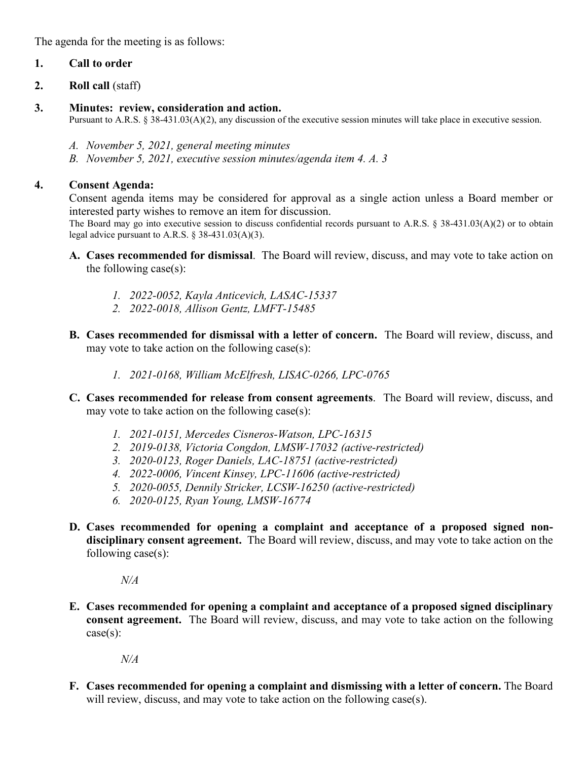The agenda for the meeting is as follows:

1. **Call to order**

2. **Roll call** (staff)

3. **Minutes: review, consideration and action.**
   Pursuant to A.R.S. § 38-431.03(A)(2), any discussion of the executive session minutes will take place in executive session.

   *A. November 5, 2021, general meeting minutes*
   *B. November 5, 2021, executive session minutes/agenda item 4. A. 3*

4. **Consent Agenda:**
   Consent agenda items may be considered for approval as a single action unless a Board member or interested party wishes to remove an item for discussion.
   The Board may go into executive session to discuss confidential records pursuant to A.R.S. § 38-431.03(A)(2) or to obtain legal advice pursuant to A.R.S. § 38-431.03(A)(3).

   **A. Cases recommended for dismissal**. The Board will review, discuss, and may vote to take action on the following case(s):

   1. *2022-0052, Kayla Anticevich, LASAC-15337*
   2. *2022-0018, Allison Gentz, LMFT-15485*

   **B. Cases recommended for dismissal with a letter of concern.** The Board will review, discuss, and may vote to take action on the following case(s):

   1. *2021-0168, William McElfresh, LISAC-0266, LPC-0765*

   **C. Cases recommended for release from consent agreements**. The Board will review, discuss, and may vote to take action on the following case(s):

   1. *2021-0151, Mercedes Cisneros-Watson, LPC-16315*
   2. *2019-0138, Victoria Congdon, LMSW-17032 (active-restricted)*
   3. *2020-0123, Roger Daniels, LAC-18751 (active-restricted)*
   4. *2022-0006, Vincent Kinsey, LPC-11606 (active-restricted)*
   5. *2020-0055, Dennily Stricker, LCSW-16250 (active-restricted)*
   6. *2020-0125, Ryan Young, LMSW-16774*

   **D. Cases recommended for opening a complaint and acceptance of a proposed signed non-disciplinary consent agreement.** The Board will review, discuss, and may vote to take action on the following case(s):

   *N/A*

   **E. Cases recommended for opening a complaint and acceptance of a proposed signed disciplinary consent agreement.** The Board will review, discuss, and may vote to take action on the following case(s):

   *N/A*

   **F. Cases recommended for opening a complaint and dismissing with a letter of concern.** The Board will review, discuss, and may vote to take action on the following case(s).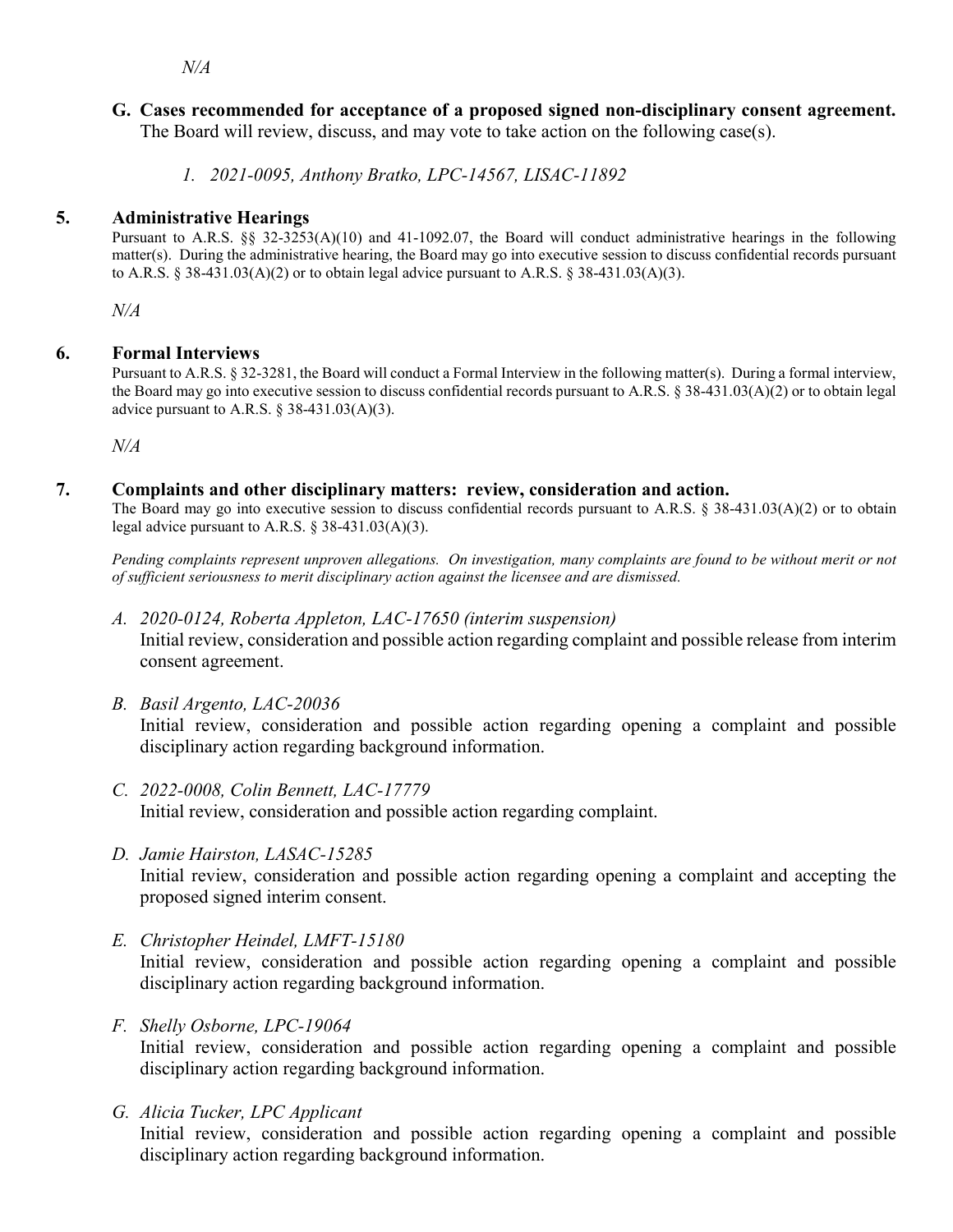*N/A*

**G. Cases recommended for acceptance of a proposed signed non-disciplinary consent agreement.** The Board will review, discuss, and may vote to take action on the following case(s).

1. *2021-0095, Anthony Bratko, LPC-14567, LISAC-11892*

## 5. Administrative Hearings

Pursuant to A.R.S. §§ 32-3253(A)(10) and 41-1092.07, the Board will conduct administrative hearings in the following matter(s). During the administrative hearing, the Board may go into executive session to discuss confidential records pursuant to A.R.S. § 38-431.03(A)(2) or to obtain legal advice pursuant to A.R.S. § 38-431.03(A)(3).

*N/A*

## 6. Formal Interviews

Pursuant to A.R.S. § 32-3281, the Board will conduct a Formal Interview in the following matter(s). During a formal interview, the Board may go into executive session to discuss confidential records pursuant to A.R.S. § 38-431.03(A)(2) or to obtain legal advice pursuant to A.R.S. § 38-431.03(A)(3).

*N/A*

## 7. Complaints and other disciplinary matters: review, consideration and action.

The Board may go into executive session to discuss confidential records pursuant to A.R.S. § 38-431.03(A)(2) or to obtain legal advice pursuant to A.R.S. § 38-431.03(A)(3).

*Pending complaints represent unproven allegations. On investigation, many complaints are found to be without merit or not of sufficient seriousness to merit disciplinary action against the licensee and are dismissed.*

A. *2020-0124, Roberta Appleton, LAC-17650 (interim suspension)*
   Initial review, consideration and possible action regarding complaint and possible release from interim consent agreement.

B. *Basil Argento, LAC-20036*
   Initial review, consideration and possible action regarding opening a complaint and possible disciplinary action regarding background information.

C. *2022-0008, Colin Bennett, LAC-17779*
   Initial review, consideration and possible action regarding complaint.

D. *Jamie Hairston, LASAC-15285*
   Initial review, consideration and possible action regarding opening a complaint and accepting the proposed signed interim consent.

E. *Christopher Heindel, LMFT-15180*
   Initial review, consideration and possible action regarding opening a complaint and possible disciplinary action regarding background information.

F. *Shelly Osborne, LPC-19064*
   Initial review, consideration and possible action regarding opening a complaint and possible disciplinary action regarding background information.

G. *Alicia Tucker, LPC Applicant*
   Initial review, consideration and possible action regarding opening a complaint and possible disciplinary action regarding background information.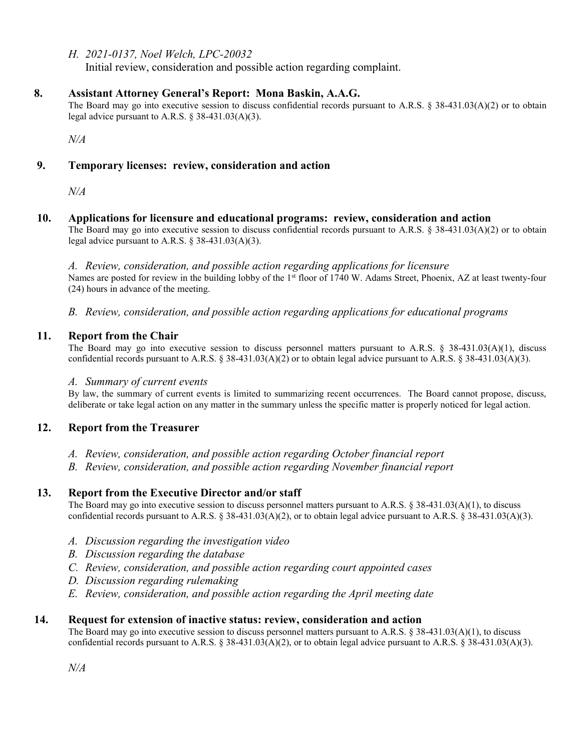*H. 2021-0137, Noel Welch, LPC-20032*
Initial review, consideration and possible action regarding complaint.

**8. Assistant Attorney General's Report: Mona Baskin, A.A.G.**

The Board may go into executive session to discuss confidential records pursuant to A.R.S. § 38-431.03(A)(2) or to obtain legal advice pursuant to A.R.S. § 38-431.03(A)(3).

*N/A*

**9. Temporary licenses: review, consideration and action**

*N/A*

**10. Applications for licensure and educational programs: review, consideration and action**

The Board may go into executive session to discuss confidential records pursuant to A.R.S. § 38-431.03(A)(2) or to obtain legal advice pursuant to A.R.S. § 38-431.03(A)(3).

*A. Review, consideration, and possible action regarding applications for licensure*

Names are posted for review in the building lobby of the 1st floor of 1740 W. Adams Street, Phoenix, AZ at least twenty-four (24) hours in advance of the meeting.

*B. Review, consideration, and possible action regarding applications for educational programs*

**11. Report from the Chair**

The Board may go into executive session to discuss personnel matters pursuant to A.R.S. § 38-431.03(A)(1), discuss confidential records pursuant to A.R.S. § 38-431.03(A)(2) or to obtain legal advice pursuant to A.R.S. § 38-431.03(A)(3).

*A. Summary of current events*

By law, the summary of current events is limited to summarizing recent occurrences. The Board cannot propose, discuss, deliberate or take legal action on any matter in the summary unless the specific matter is properly noticed for legal action.

**12. Report from the Treasurer**

*A. Review, consideration, and possible action regarding October financial report*
*B. Review, consideration, and possible action regarding November financial report*

**13. Report from the Executive Director and/or staff**

The Board may go into executive session to discuss personnel matters pursuant to A.R.S. § 38-431.03(A)(1), to discuss confidential records pursuant to A.R.S. § 38-431.03(A)(2), or to obtain legal advice pursuant to A.R.S. § 38-431.03(A)(3).

*A. Discussion regarding the investigation video*
*B. Discussion regarding the database*
*C. Review, consideration, and possible action regarding court appointed cases*
*D. Discussion regarding rulemaking*
*E. Review, consideration, and possible action regarding the April meeting date*

**14. Request for extension of inactive status: review, consideration and action**

The Board may go into executive session to discuss personnel matters pursuant to A.R.S. § 38-431.03(A)(1), to discuss confidential records pursuant to A.R.S. § 38-431.03(A)(2), or to obtain legal advice pursuant to A.R.S. § 38-431.03(A)(3).

*N/A*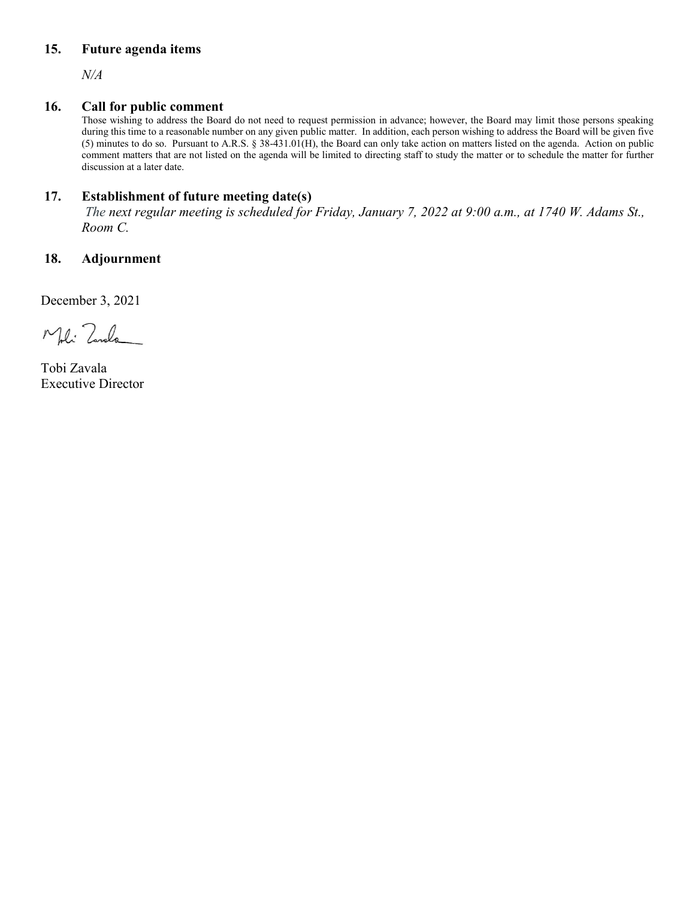## 15. Future agenda items

*N/A*

## 16. Call for public comment

Those wishing to address the Board do not need to request permission in advance; however, the Board may limit those persons speaking during this time to a reasonable number on any given public matter. In addition, each person wishing to address the Board will be given five (5) minutes to do so. Pursuant to A.R.S. § 38-431.01(H), the Board can only take action on matters listed on the agenda. Action on public comment matters that are not listed on the agenda will be limited to directing staff to study the matter or to schedule the matter for further discussion at a later date.

## 17. Establishment of future meeting date(s)

*The next regular meeting is scheduled for Friday, January 7, 2022 at 9:00 a.m., at 1740 W. Adams St., Room C.*

## 18. Adjournment

December 3, 2021

Tobi Zavala
Executive Director